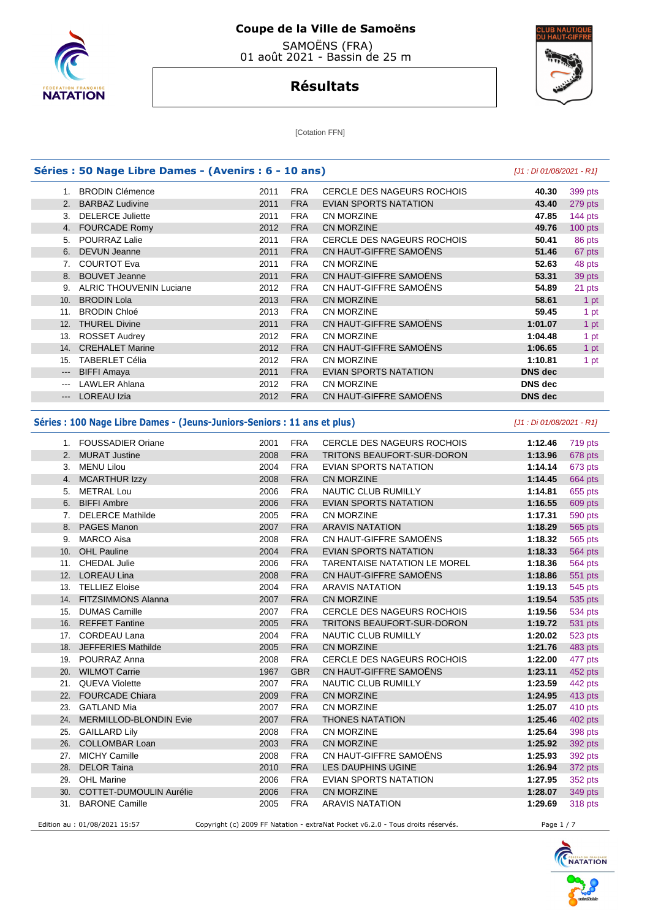# Coupe de la Ville de Samoëns

SAMOËNS (FRA)
01 août 2021 - Bassin de 25 m

## Résultats

[Cotation FFN]

### Séries : 50 Nage Libre Dames - (Avenirs : 6 - 10 ans)

*[J1 : Di 01/08/2021 - R1]*

| Rang | Nom | Année | Nat. | Club | Temps | Points |
|---|---|---|---|---|---|---|
| 1. | BRODIN Clémence | 2011 | FRA | CERCLE DES NAGEURS ROCHOIS | 40.30 | 399 pts |
| 2. | BARBAZ Ludivine | 2011 | FRA | EVIAN SPORTS NATATION | 43.40 | 279 pts |
| 3. | DELERCE Juliette | 2011 | FRA | CN MORZINE | 47.85 | 144 pts |
| 4. | FOURCADE Romy | 2012 | FRA | CN MORZINE | 49.76 | 100 pts |
| 5. | POURRAZ Lalie | 2011 | FRA | CERCLE DES NAGEURS ROCHOIS | 50.41 | 86 pts |
| 6. | DEVUN Jeanne | 2011 | FRA | CN HAUT-GIFFRE SAMOËNS | 51.46 | 67 pts |
| 7. | COURTOT Eva | 2011 | FRA | CN MORZINE | 52.63 | 48 pts |
| 8. | BOUVET Jeanne | 2011 | FRA | CN HAUT-GIFFRE SAMOËNS | 53.31 | 39 pts |
| 9. | ALRIC THOUVENIN Luciane | 2012 | FRA | CN HAUT-GIFFRE SAMOËNS | 54.89 | 21 pts |
| 10. | BRODIN Lola | 2013 | FRA | CN MORZINE | 58.61 | 1 pt |
| 11. | BRODIN Chloé | 2013 | FRA | CN MORZINE | 59.45 | 1 pt |
| 12. | THUREL Divine | 2011 | FRA | CN HAUT-GIFFRE SAMOËNS | 1:01.07 | 1 pt |
| 13. | ROSSET Audrey | 2012 | FRA | CN MORZINE | 1:04.48 | 1 pt |
| 14. | CREHALET Marine | 2012 | FRA | CN HAUT-GIFFRE SAMOËNS | 1:06.65 | 1 pt |
| 15. | TABERLET Célia | 2012 | FRA | CN MORZINE | 1:10.81 | 1 pt |
| --- | BIFFI Amaya | 2011 | FRA | EVIAN SPORTS NATATION | DNS dec | |
| --- | LAWLER Ahlana | 2012 | FRA | CN MORZINE | DNS dec | |
| --- | LOREAU Izia | 2012 | FRA | CN HAUT-GIFFRE SAMOËNS | DNS dec | |

### Séries : 100 Nage Libre Dames - (Jeuns-Juniors-Seniors : 11 ans et plus)

*[J1 : Di 01/08/2021 - R1]*

| Rang | Nom | Année | Nat. | Club | Temps | Points |
|---|---|---|---|---|---|---|
| 1. | FOUSSADIER Oriane | 2001 | FRA | CERCLE DES NAGEURS ROCHOIS | 1:12.46 | 719 pts |
| 2. | MURAT Justine | 2008 | FRA | TRITONS BEAUFORT-SUR-DORON | 1:13.96 | 678 pts |
| 3. | MENU Lilou | 2004 | FRA | EVIAN SPORTS NATATION | 1:14.14 | 673 pts |
| 4. | MCARTHUR Izzy | 2008 | FRA | CN MORZINE | 1:14.45 | 664 pts |
| 5. | METRAL Lou | 2006 | FRA | NAUTIC CLUB RUMILLY | 1:14.81 | 655 pts |
| 6. | BIFFI Ambre | 2006 | FRA | EVIAN SPORTS NATATION | 1:16.55 | 609 pts |
| 7. | DELERCE Mathilde | 2005 | FRA | CN MORZINE | 1:17.31 | 590 pts |
| 8. | PAGES Manon | 2007 | FRA | ARAVIS NATATION | 1:18.29 | 565 pts |
| 9. | MARCO Aisa | 2008 | FRA | CN HAUT-GIFFRE SAMOËNS | 1:18.32 | 565 pts |
| 10. | OHL Pauline | 2004 | FRA | EVIAN SPORTS NATATION | 1:18.33 | 564 pts |
| 11. | CHEDAL Julie | 2006 | FRA | TARENTAISE NATATION LE MOREL | 1:18.36 | 564 pts |
| 12. | LOREAU Lina | 2008 | FRA | CN HAUT-GIFFRE SAMOËNS | 1:18.86 | 551 pts |
| 13. | TELLIEZ Eloise | 2004 | FRA | ARAVIS NATATION | 1:19.13 | 545 pts |
| 14. | FITZSIMMONS Alanna | 2007 | FRA | CN MORZINE | 1:19.54 | 535 pts |
| 15. | DUMAS Camille | 2007 | FRA | CERCLE DES NAGEURS ROCHOIS | 1:19.56 | 534 pts |
| 16. | REFFET Fantine | 2005 | FRA | TRITONS BEAUFORT-SUR-DORON | 1:19.72 | 531 pts |
| 17. | CORDEAU Lana | 2004 | FRA | NAUTIC CLUB RUMILLY | 1:20.02 | 523 pts |
| 18. | JEFFERIES Mathilde | 2005 | FRA | CN MORZINE | 1:21.76 | 483 pts |
| 19. | POURRAZ Anna | 2008 | FRA | CERCLE DES NAGEURS ROCHOIS | 1:22.00 | 477 pts |
| 20. | WILMOT Carrie | 1967 | GBR | CN HAUT-GIFFRE SAMOËNS | 1:23.11 | 452 pts |
| 21. | QUEVA Violette | 2007 | FRA | NAUTIC CLUB RUMILLY | 1:23.59 | 442 pts |
| 22. | FOURCADE Chiara | 2009 | FRA | CN MORZINE | 1:24.95 | 413 pts |
| 23. | GATLAND Mia | 2007 | FRA | CN MORZINE | 1:25.07 | 410 pts |
| 24. | MERMILLOD-BLONDIN Evie | 2007 | FRA | THONES NATATION | 1:25.46 | 402 pts |
| 25. | GAILLARD Lily | 2008 | FRA | CN MORZINE | 1:25.64 | 398 pts |
| 26. | COLLOMBAR Loan | 2003 | FRA | CN MORZINE | 1:25.92 | 392 pts |
| 27. | MICHY Camille | 2008 | FRA | CN HAUT-GIFFRE SAMOËNS | 1:25.93 | 392 pts |
| 28. | DELOR Taina | 2010 | FRA | LES DAUPHINS UGINE | 1:26.94 | 372 pts |
| 29. | OHL Marine | 2006 | FRA | EVIAN SPORTS NATATION | 1:27.95 | 352 pts |
| 30. | COTTET-DUMOULIN Aurélie | 2006 | FRA | CN MORZINE | 1:28.07 | 349 pts |
| 31. | BARONE Camille | 2005 | FRA | ARAVIS NATATION | 1:29.69 | 318 pts |

Edition au : 01/08/2021 15:57 — Copyright (c) 2009 FF Natation - extraNat Pocket v6.2.0 - Tous droits réservés.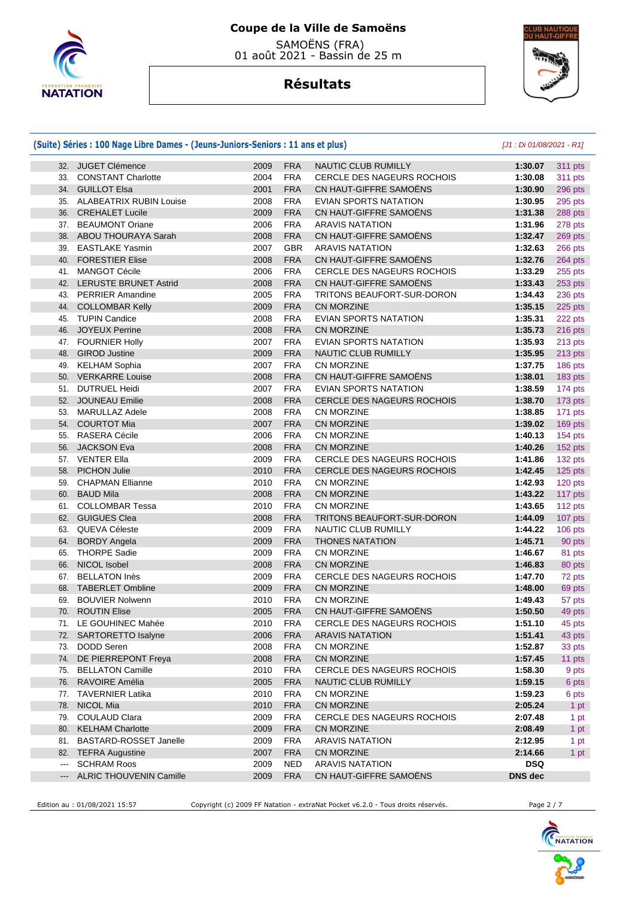# Coupe de la Ville de Samoëns

SAMOËNS (FRA)
01 août 2021 - Bassin de 25 m

## Résultats

### (Suite) Séries : 100 Nage Libre Dames - (Jeuns-Juniors-Seniors : 11 ans et plus)

*[J1 : Di 01/08/2021 - R1]*

| | | | | | | |
|---|---|---|---|---|---|---|
| 32. | JUGET Clémence | 2009 | FRA | NAUTIC CLUB RUMILLY | **1:30.07** | 311 pts |
| 33. | CONSTANT Charlotte | 2004 | FRA | CERCLE DES NAGEURS ROCHOIS | **1:30.08** | 311 pts |
| 34. | GUILLOT Elsa | 2001 | FRA | CN HAUT-GIFFRE SAMOËNS | **1:30.90** | 296 pts |
| 35. | ALABEATRIX RUBIN Louise | 2008 | FRA | EVIAN SPORTS NATATION | **1:30.95** | 295 pts |
| 36. | CREHALET Lucile | 2009 | FRA | CN HAUT-GIFFRE SAMOËNS | **1:31.38** | 288 pts |
| 37. | BEAUMONT Oriane | 2006 | FRA | ARAVIS NATATION | **1:31.96** | 278 pts |
| 38. | ABOU THOURAYA Sarah | 2008 | FRA | CN HAUT-GIFFRE SAMOËNS | **1:32.47** | 269 pts |
| 39. | EASTLAKE Yasmin | 2007 | GBR | ARAVIS NATATION | **1:32.63** | 266 pts |
| 40. | FORESTIER Elise | 2008 | FRA | CN HAUT-GIFFRE SAMOËNS | **1:32.76** | 264 pts |
| 41. | MANGOT Cécile | 2006 | FRA | CERCLE DES NAGEURS ROCHOIS | **1:33.29** | 255 pts |
| 42. | LERUSTE BRUNET Astrid | 2008 | FRA | CN HAUT-GIFFRE SAMOËNS | **1:33.43** | 253 pts |
| 43. | PERRIER Amandine | 2005 | FRA | TRITONS BEAUFORT-SUR-DORON | **1:34.43** | 236 pts |
| 44. | COLLOMBAR Kelly | 2009 | FRA | CN MORZINE | **1:35.15** | 225 pts |
| 45. | TUPIN Candice | 2008 | FRA | EVIAN SPORTS NATATION | **1:35.31** | 222 pts |
| 46. | JOYEUX Perrine | 2008 | FRA | CN MORZINE | **1:35.73** | 216 pts |
| 47. | FOURNIER Holly | 2007 | FRA | EVIAN SPORTS NATATION | **1:35.93** | 213 pts |
| 48. | GIROD Justine | 2009 | FRA | NAUTIC CLUB RUMILLY | **1:35.95** | 213 pts |
| 49. | KELHAM Sophia | 2007 | FRA | CN MORZINE | **1:37.75** | 186 pts |
| 50. | VERKARRE Louise | 2008 | FRA | CN HAUT-GIFFRE SAMOËNS | **1:38.01** | 183 pts |
| 51. | DUTRUEL Heidi | 2007 | FRA | EVIAN SPORTS NATATION | **1:38.59** | 174 pts |
| 52. | JOUNEAU Emilie | 2008 | FRA | CERCLE DES NAGEURS ROCHOIS | **1:38.70** | 173 pts |
| 53. | MARULLAZ Adele | 2008 | FRA | CN MORZINE | **1:38.85** | 171 pts |
| 54. | COURTOT Mia | 2007 | FRA | CN MORZINE | **1:39.02** | 169 pts |
| 55. | RASERA Cécile | 2006 | FRA | CN MORZINE | **1:40.13** | 154 pts |
| 56. | JACKSON Eva | 2008 | FRA | CN MORZINE | **1:40.26** | 152 pts |
| 57. | VENTER Ella | 2009 | FRA | CERCLE DES NAGEURS ROCHOIS | **1:41.86** | 132 pts |
| 58. | PICHON Julie | 2010 | FRA | CERCLE DES NAGEURS ROCHOIS | **1:42.45** | 125 pts |
| 59. | CHAPMAN Ellianne | 2010 | FRA | CN MORZINE | **1:42.93** | 120 pts |
| 60. | BAUD Mila | 2008 | FRA | CN MORZINE | **1:43.22** | 117 pts |
| 61. | COLLOMBAR Tessa | 2010 | FRA | CN MORZINE | **1:43.65** | 112 pts |
| 62. | GUIGUES Clea | 2008 | FRA | TRITONS BEAUFORT-SUR-DORON | **1:44.09** | 107 pts |
| 63. | QUEVA Céleste | 2009 | FRA | NAUTIC CLUB RUMILLY | **1:44.22** | 106 pts |
| 64. | BORDY Angela | 2009 | FRA | THONES NATATION | **1:45.71** | 90 pts |
| 65. | THORPE Sadie | 2009 | FRA | CN MORZINE | **1:46.67** | 81 pts |
| 66. | NICOL Isobel | 2008 | FRA | CN MORZINE | **1:46.83** | 80 pts |
| 67. | BELLATON Inès | 2009 | FRA | CERCLE DES NAGEURS ROCHOIS | **1:47.70** | 72 pts |
| 68. | TABERLET Ombline | 2009 | FRA | CN MORZINE | **1:48.00** | 69 pts |
| 69. | BOUVIER Nolwenn | 2010 | FRA | CN MORZINE | **1:49.43** | 57 pts |
| 70. | ROUTIN Elise | 2005 | FRA | CN HAUT-GIFFRE SAMOËNS | **1:50.50** | 49 pts |
| 71. | LE GOUHINEC Mahée | 2010 | FRA | CERCLE DES NAGEURS ROCHOIS | **1:51.10** | 45 pts |
| 72. | SARTORETTO Isalyne | 2006 | FRA | ARAVIS NATATION | **1:51.41** | 43 pts |
| 73. | DODD Seren | 2008 | FRA | CN MORZINE | **1:52.87** | 33 pts |
| 74. | DE PIERREPONT Freya | 2008 | FRA | CN MORZINE | **1:57.45** | 11 pts |
| 75. | BELLATON Camille | 2010 | FRA | CERCLE DES NAGEURS ROCHOIS | **1:58.30** | 9 pts |
| 76. | RAVOIRE Amélia | 2005 | FRA | NAUTIC CLUB RUMILLY | **1:59.15** | 6 pts |
| 77. | TAVERNIER Latika | 2010 | FRA | CN MORZINE | **1:59.23** | 6 pts |
| 78. | NICOL Mia | 2010 | FRA | CN MORZINE | **2:05.24** | 1 pt |
| 79. | COULAUD Clara | 2009 | FRA | CERCLE DES NAGEURS ROCHOIS | **2:07.48** | 1 pt |
| 80. | KELHAM Charlotte | 2009 | FRA | CN MORZINE | **2:08.49** | 1 pt |
| 81. | BASTARD-ROSSET Janelle | 2009 | FRA | ARAVIS NATATION | **2:12.95** | 1 pt |
| 82. | TEFRA Augustine | 2007 | FRA | CN MORZINE | **2:14.66** | 1 pt |
| --- | SCHRAM Roos | 2009 | NED | ARAVIS NATATION | **DSQ** | |
| --- | ALRIC THOUVENIN Camille | 2009 | FRA | CN HAUT-GIFFRE SAMOËNS | **DNS dec** | |

Edition au : 01/08/2021 15:57 Copyright (c) 2009 FF Natation - extraNat Pocket v6.2.0 - Tous droits réservés.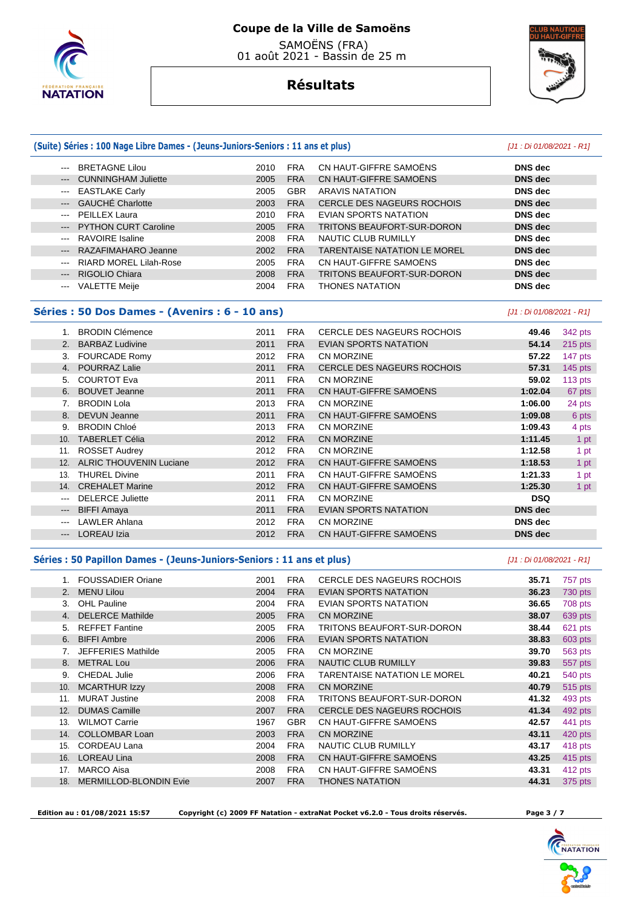# Coupe de la Ville de Samoëns

SAMOËNS (FRA)
01 août 2021 - Bassin de 25 m

## Résultats

### (Suite) Séries : 100 Nage Libre Dames - (Jeuns-Juniors-Seniors : 11 ans et plus)

[J1 : Di 01/08/2021 - R1]

| | Nom | Année | Nat. | Club | Temps | Points |
|---|---|---|---|---|---|---|
| --- | BRETAGNE Lilou | 2010 | FRA | CN HAUT-GIFFRE SAMOËNS | DNS dec | |
| --- | CUNNINGHAM Juliette | 2005 | FRA | CN HAUT-GIFFRE SAMOËNS | DNS dec | |
| --- | EASTLAKE Carly | 2005 | GBR | ARAVIS NATATION | DNS dec | |
| --- | GAUCHÉ Charlotte | 2003 | FRA | CERCLE DES NAGEURS ROCHOIS | DNS dec | |
| --- | PEILLEX Laura | 2010 | FRA | EVIAN SPORTS NATATION | DNS dec | |
| --- | PYTHON CURT Caroline | 2005 | FRA | TRITONS BEAUFORT-SUR-DORON | DNS dec | |
| --- | RAVOIRE Isaline | 2008 | FRA | NAUTIC CLUB RUMILLY | DNS dec | |
| --- | RAZAFIMAHARO Jeanne | 2002 | FRA | TARENTAISE NATATION LE MOREL | DNS dec | |
| --- | RIARD MOREL Lilah-Rose | 2005 | FRA | CN HAUT-GIFFRE SAMOËNS | DNS dec | |
| --- | RIGOLIO Chiara | 2008 | FRA | TRITONS BEAUFORT-SUR-DORON | DNS dec | |
| --- | VALETTE Meije | 2004 | FRA | THONES NATATION | DNS dec | |

### Séries : 50 Dos Dames - (Avenirs : 6 - 10 ans)

[J1 : Di 01/08/2021 - R1]

| | Nom | Année | Nat. | Club | Temps | Points |
|---|---|---|---|---|---|---|
| 1. | BRODIN Clémence | 2011 | FRA | CERCLE DES NAGEURS ROCHOIS | 49.46 | 342 pts |
| 2. | BARBAZ Ludivine | 2011 | FRA | EVIAN SPORTS NATATION | 54.14 | 215 pts |
| 3. | FOURCADE Romy | 2012 | FRA | CN MORZINE | 57.22 | 147 pts |
| 4. | POURRAZ Lalie | 2011 | FRA | CERCLE DES NAGEURS ROCHOIS | 57.31 | 145 pts |
| 5. | COURTOT Eva | 2011 | FRA | CN MORZINE | 59.02 | 113 pts |
| 6. | BOUVET Jeanne | 2011 | FRA | CN HAUT-GIFFRE SAMOËNS | 1:02.04 | 67 pts |
| 7. | BRODIN Lola | 2013 | FRA | CN MORZINE | 1:06.00 | 24 pts |
| 8. | DEVUN Jeanne | 2011 | FRA | CN HAUT-GIFFRE SAMOËNS | 1:09.08 | 6 pts |
| 9. | BRODIN Chloé | 2013 | FRA | CN MORZINE | 1:09.43 | 4 pts |
| 10. | TABERLET Célia | 2012 | FRA | CN MORZINE | 1:11.45 | 1 pt |
| 11. | ROSSET Audrey | 2012 | FRA | CN MORZINE | 1:12.58 | 1 pt |
| 12. | ALRIC THOUVENIN Luciane | 2012 | FRA | CN HAUT-GIFFRE SAMOËNS | 1:18.53 | 1 pt |
| 13. | THUREL Divine | 2011 | FRA | CN HAUT-GIFFRE SAMOËNS | 1:21.33 | 1 pt |
| 14. | CREHALET Marine | 2012 | FRA | CN HAUT-GIFFRE SAMOËNS | 1:25.30 | 1 pt |
| --- | DELERCE Juliette | 2011 | FRA | CN MORZINE | DSQ | |
| --- | BIFFI Amaya | 2011 | FRA | EVIAN SPORTS NATATION | DNS dec | |
| --- | LAWLER Ahlana | 2012 | FRA | CN MORZINE | DNS dec | |
| --- | LOREAU Izia | 2012 | FRA | CN HAUT-GIFFRE SAMOËNS | DNS dec | |

### Séries : 50 Papillon Dames - (Jeuns-Juniors-Seniors : 11 ans et plus)

[J1 : Di 01/08/2021 - R1]

| | Nom | Année | Nat. | Club | Temps | Points |
|---|---|---|---|---|---|---|
| 1. | FOUSSADIER Oriane | 2001 | FRA | CERCLE DES NAGEURS ROCHOIS | 35.71 | 757 pts |
| 2. | MENU Lilou | 2004 | FRA | EVIAN SPORTS NATATION | 36.23 | 730 pts |
| 3. | OHL Pauline | 2004 | FRA | EVIAN SPORTS NATATION | 36.65 | 708 pts |
| 4. | DELERCE Mathilde | 2005 | FRA | CN MORZINE | 38.07 | 639 pts |
| 5. | REFFET Fantine | 2005 | FRA | TRITONS BEAUFORT-SUR-DORON | 38.44 | 621 pts |
| 6. | BIFFI Ambre | 2006 | FRA | EVIAN SPORTS NATATION | 38.83 | 603 pts |
| 7. | JEFFERIES Mathilde | 2005 | FRA | CN MORZINE | 39.70 | 563 pts |
| 8. | METRAL Lou | 2006 | FRA | NAUTIC CLUB RUMILLY | 39.83 | 557 pts |
| 9. | CHEDAL Julie | 2006 | FRA | TARENTAISE NATATION LE MOREL | 40.21 | 540 pts |
| 10. | MCARTHUR Izzy | 2008 | FRA | CN MORZINE | 40.79 | 515 pts |
| 11. | MURAT Justine | 2008 | FRA | TRITONS BEAUFORT-SUR-DORON | 41.32 | 493 pts |
| 12. | DUMAS Camille | 2007 | FRA | CERCLE DES NAGEURS ROCHOIS | 41.34 | 492 pts |
| 13. | WILMOT Carrie | 1967 | GBR | CN HAUT-GIFFRE SAMOËNS | 42.57 | 441 pts |
| 14. | COLLOMBAR Loan | 2003 | FRA | CN MORZINE | 43.11 | 420 pts |
| 15. | CORDEAU Lana | 2004 | FRA | NAUTIC CLUB RUMILLY | 43.17 | 418 pts |
| 16. | LOREAU Lina | 2008 | FRA | CN HAUT-GIFFRE SAMOËNS | 43.25 | 415 pts |
| 17. | MARCO Aisa | 2008 | FRA | CN HAUT-GIFFRE SAMOËNS | 43.31 | 412 pts |
| 18. | MERMILLOD-BLONDIN Evie | 2007 | FRA | THONES NATATION | 44.31 | 375 pts |

Edition au : 01/08/2021 15:57 Copyright (c) 2009 FF Natation - extraNat Pocket v6.2.0 - Tous droits réservés.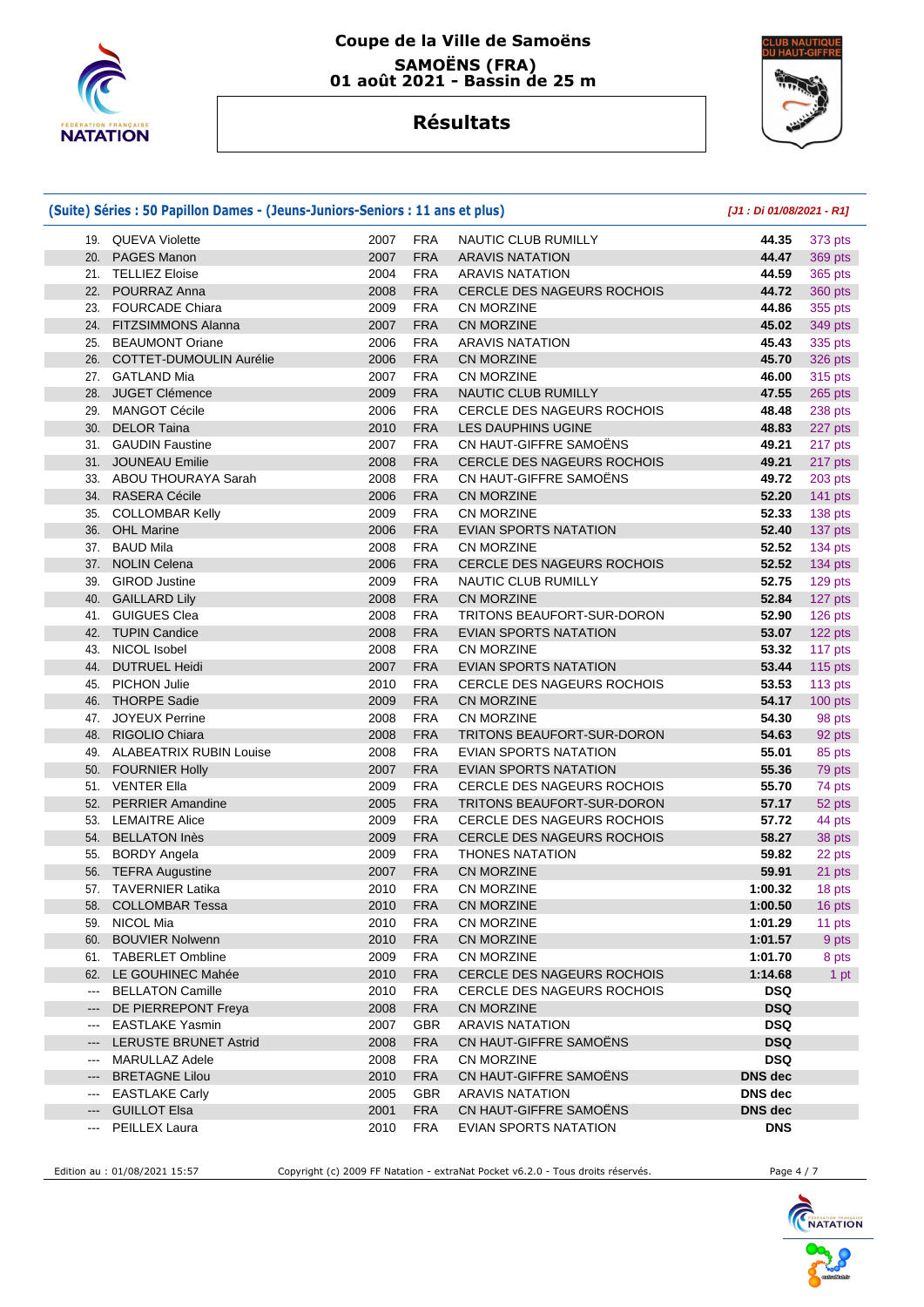# Coupe de la Ville de Samoëns

## SAMOËNS (FRA)
## 01 août 2021 - Bassin de 25 m

## Résultats

### (Suite) Séries : 50 Papillon Dames - (Jeuns-Juniors-Seniors : 11 ans et plus)

*[J1 : Di 01/08/2021 - R1]*

| | | | | | | |
|---|---|---|---|---|---|---|
| 19. | QUEVA Violette | 2007 | FRA | NAUTIC CLUB RUMILLY | 44.35 | 373 pts |
| 20. | PAGES Manon | 2007 | FRA | ARAVIS NATATION | 44.47 | 369 pts |
| 21. | TELLIEZ Eloise | 2004 | FRA | ARAVIS NATATION | 44.59 | 365 pts |
| 22. | POURRAZ Anna | 2008 | FRA | CERCLE DES NAGEURS ROCHOIS | 44.72 | 360 pts |
| 23. | FOURCADE Chiara | 2009 | FRA | CN MORZINE | 44.86 | 355 pts |
| 24. | FITZSIMMONS Alanna | 2007 | FRA | CN MORZINE | 45.02 | 349 pts |
| 25. | BEAUMONT Oriane | 2006 | FRA | ARAVIS NATATION | 45.43 | 335 pts |
| 26. | COTTET-DUMOULIN Aurélie | 2006 | FRA | CN MORZINE | 45.70 | 326 pts |
| 27. | GATLAND Mia | 2007 | FRA | CN MORZINE | 46.00 | 315 pts |
| 28. | JUGET Clémence | 2009 | FRA | NAUTIC CLUB RUMILLY | 47.55 | 265 pts |
| 29. | MANGOT Cécile | 2006 | FRA | CERCLE DES NAGEURS ROCHOIS | 48.48 | 238 pts |
| 30. | DELOR Taina | 2010 | FRA | LES DAUPHINS UGINE | 48.83 | 227 pts |
| 31. | GAUDIN Faustine | 2007 | FRA | CN HAUT-GIFFRE SAMOËNS | 49.21 | 217 pts |
| 31. | JOUNEAU Emilie | 2008 | FRA | CERCLE DES NAGEURS ROCHOIS | 49.21 | 217 pts |
| 33. | ABOU THOURAYA Sarah | 2008 | FRA | CN HAUT-GIFFRE SAMOËNS | 49.72 | 203 pts |
| 34. | RASERA Cécile | 2006 | FRA | CN MORZINE | 52.20 | 141 pts |
| 35. | COLLOMBAR Kelly | 2009 | FRA | CN MORZINE | 52.33 | 138 pts |
| 36. | OHL Marine | 2006 | FRA | EVIAN SPORTS NATATION | 52.40 | 137 pts |
| 37. | BAUD Mila | 2008 | FRA | CN MORZINE | 52.52 | 134 pts |
| 37. | NOLIN Celena | 2006 | FRA | CERCLE DES NAGEURS ROCHOIS | 52.52 | 134 pts |
| 39. | GIROD Justine | 2009 | FRA | NAUTIC CLUB RUMILLY | 52.75 | 129 pts |
| 40. | GAILLARD Lily | 2008 | FRA | CN MORZINE | 52.84 | 127 pts |
| 41. | GUIGUES Clea | 2008 | FRA | TRITONS BEAUFORT-SUR-DORON | 52.90 | 126 pts |
| 42. | TUPIN Candice | 2008 | FRA | EVIAN SPORTS NATATION | 53.07 | 122 pts |
| 43. | NICOL Isobel | 2008 | FRA | CN MORZINE | 53.32 | 117 pts |
| 44. | DUTRUEL Heidi | 2007 | FRA | EVIAN SPORTS NATATION | 53.44 | 115 pts |
| 45. | PICHON Julie | 2010 | FRA | CERCLE DES NAGEURS ROCHOIS | 53.53 | 113 pts |
| 46. | THORPE Sadie | 2009 | FRA | CN MORZINE | 54.17 | 100 pts |
| 47. | JOYEUX Perrine | 2008 | FRA | CN MORZINE | 54.30 | 98 pts |
| 48. | RIGOLIO Chiara | 2008 | FRA | TRITONS BEAUFORT-SUR-DORON | 54.63 | 92 pts |
| 49. | ALABEATRIX RUBIN Louise | 2008 | FRA | EVIAN SPORTS NATATION | 55.01 | 85 pts |
| 50. | FOURNIER Holly | 2007 | FRA | EVIAN SPORTS NATATION | 55.36 | 79 pts |
| 51. | VENTER Ella | 2009 | FRA | CERCLE DES NAGEURS ROCHOIS | 55.70 | 74 pts |
| 52. | PERRIER Amandine | 2005 | FRA | TRITONS BEAUFORT-SUR-DORON | 57.17 | 52 pts |
| 53. | LEMAITRE Alice | 2009 | FRA | CERCLE DES NAGEURS ROCHOIS | 57.72 | 44 pts |
| 54. | BELLATON Inès | 2009 | FRA | CERCLE DES NAGEURS ROCHOIS | 58.27 | 38 pts |
| 55. | BORDY Angela | 2009 | FRA | THONES NATATION | 59.82 | 22 pts |
| 56. | TEFRA Augustine | 2007 | FRA | CN MORZINE | 59.91 | 21 pts |
| 57. | TAVERNIER Latika | 2010 | FRA | CN MORZINE | 1:00.32 | 18 pts |
| 58. | COLLOMBAR Tessa | 2010 | FRA | CN MORZINE | 1:00.50 | 16 pts |
| 59. | NICOL Mia | 2010 | FRA | CN MORZINE | 1:01.29 | 11 pts |
| 60. | BOUVIER Nolwenn | 2010 | FRA | CN MORZINE | 1:01.57 | 9 pts |
| 61. | TABERLET Ombline | 2009 | FRA | CN MORZINE | 1:01.70 | 8 pts |
| 62. | LE GOUHINEC Mahée | 2010 | FRA | CERCLE DES NAGEURS ROCHOIS | 1:14.68 | 1 pt |
| --- | BELLATON Camille | 2010 | FRA | CERCLE DES NAGEURS ROCHOIS | DSQ | |
| --- | DE PIERREPONT Freya | 2008 | FRA | CN MORZINE | DSQ | |
| --- | EASTLAKE Yasmin | 2007 | GBR | ARAVIS NATATION | DSQ | |
| --- | LERUSTE BRUNET Astrid | 2008 | FRA | CN HAUT-GIFFRE SAMOËNS | DSQ | |
| --- | MARULLAZ Adele | 2008 | FRA | CN MORZINE | DSQ | |
| --- | BRETAGNE Lilou | 2010 | FRA | CN HAUT-GIFFRE SAMOËNS | DNS dec | |
| --- | EASTLAKE Carly | 2005 | GBR | ARAVIS NATATION | DNS dec | |
| --- | GUILLOT Elsa | 2001 | FRA | CN HAUT-GIFFRE SAMOËNS | DNS dec | |
| --- | PEILLEX Laura | 2010 | FRA | EVIAN SPORTS NATATION | DNS | |

Edition au : 01/08/2021 15:57 — Copyright (c) 2009 FF Natation - extraNat Pocket v6.2.0 - Tous droits réservés.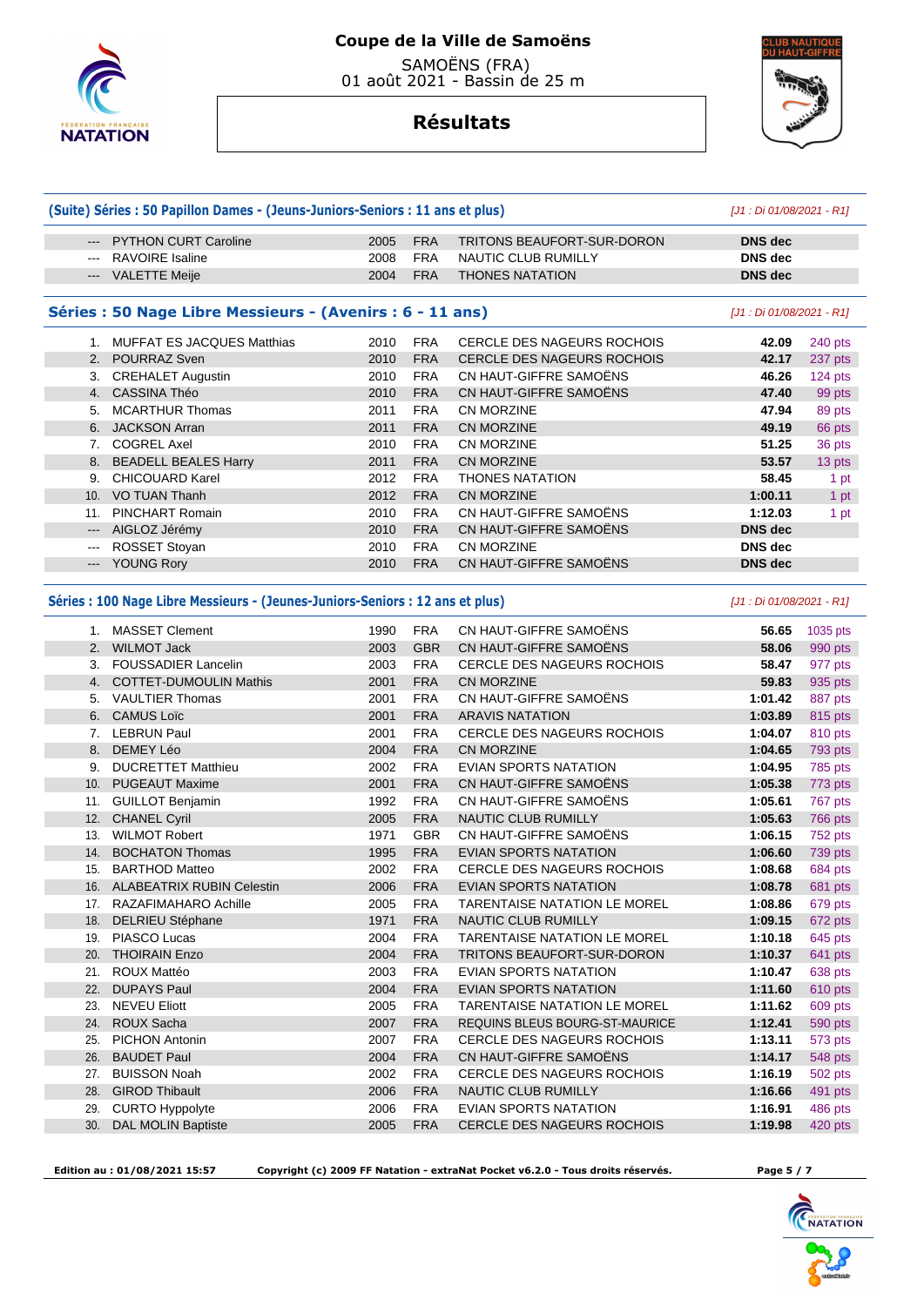# Coupe de la Ville de Samoëns

SAMOËNS (FRA)
01 août 2021 - Bassin de 25 m

## Résultats

### (Suite) Séries : 50 Papillon Dames - (Jeunes-Juniors-Seniors : 11 ans et plus)

*[J1 : Di 01/08/2021 - R1]*

| | Nom | Année | Nat. | Club | Temps | Points |
|---|---|---|---|---|---|---|
| --- | PYTHON CURT Caroline | 2005 | FRA | TRITONS BEAUFORT-SUR-DORON | DNS dec | |
| --- | RAVOIRE Isaline | 2008 | FRA | NAUTIC CLUB RUMILLY | DNS dec | |
| --- | VALETTE Meije | 2004 | FRA | THONES NATATION | DNS dec | |

### Séries : 50 Nage Libre Messieurs - (Avenirs : 6 - 11 ans)

*[J1 : Di 01/08/2021 - R1]*

| | Nom | Année | Nat. | Club | Temps | Points |
|---|---|---|---|---|---|---|
| 1. | MUFFAT ES JACQUES Matthias | 2010 | FRA | CERCLE DES NAGEURS ROCHOIS | 42.09 | 240 pts |
| 2. | POURRAZ Sven | 2010 | FRA | CERCLE DES NAGEURS ROCHOIS | 42.17 | 237 pts |
| 3. | CREHALET Augustin | 2010 | FRA | CN HAUT-GIFFRE SAMOËNS | 46.26 | 124 pts |
| 4. | CASSINA Théo | 2010 | FRA | CN HAUT-GIFFRE SAMOËNS | 47.40 | 99 pts |
| 5. | MCARTHUR Thomas | 2011 | FRA | CN MORZINE | 47.94 | 89 pts |
| 6. | JACKSON Arran | 2011 | FRA | CN MORZINE | 49.19 | 66 pts |
| 7. | COGREL Axel | 2010 | FRA | CN MORZINE | 51.25 | 36 pts |
| 8. | BEADELL BEALES Harry | 2011 | FRA | CN MORZINE | 53.57 | 13 pts |
| 9. | CHICOUARD Karel | 2012 | FRA | THONES NATATION | 58.45 | 1 pt |
| 10. | VO TUAN Thanh | 2012 | FRA | CN MORZINE | 1:00.11 | 1 pt |
| 11. | PINCHART Romain | 2010 | FRA | CN HAUT-GIFFRE SAMOËNS | 1:12.03 | 1 pt |
| --- | AIGLOZ Jérémy | 2010 | FRA | CN HAUT-GIFFRE SAMOËNS | DNS dec | |
| --- | ROSSET Stoyan | 2010 | FRA | CN MORZINE | DNS dec | |
| --- | YOUNG Rory | 2010 | FRA | CN HAUT-GIFFRE SAMOËNS | DNS dec | |

### Séries : 100 Nage Libre Messieurs - (Jeunes-Juniors-Seniors : 12 ans et plus)

*[J1 : Di 01/08/2021 - R1]*

| | Nom | Année | Nat. | Club | Temps | Points |
|---|---|---|---|---|---|---|
| 1. | MASSET Clement | 1990 | FRA | CN HAUT-GIFFRE SAMOËNS | 56.65 | 1035 pts |
| 2. | WILMOT Jack | 2003 | GBR | CN HAUT-GIFFRE SAMOËNS | 58.06 | 990 pts |
| 3. | FOUSSADIER Lancelin | 2003 | FRA | CERCLE DES NAGEURS ROCHOIS | 58.47 | 977 pts |
| 4. | COTTET-DUMOULIN Mathis | 2001 | FRA | CN MORZINE | 59.83 | 935 pts |
| 5. | VAULTIER Thomas | 2001 | FRA | CN HAUT-GIFFRE SAMOËNS | 1:01.42 | 887 pts |
| 6. | CAMUS Loïc | 2001 | FRA | ARAVIS NATATION | 1:03.89 | 815 pts |
| 7. | LEBRUN Paul | 2001 | FRA | CERCLE DES NAGEURS ROCHOIS | 1:04.07 | 810 pts |
| 8. | DEMEY Léo | 2004 | FRA | CN MORZINE | 1:04.65 | 793 pts |
| 9. | DUCRETTET Matthieu | 2002 | FRA | EVIAN SPORTS NATATION | 1:04.95 | 785 pts |
| 10. | PUGEAUT Maxime | 2001 | FRA | CN HAUT-GIFFRE SAMOËNS | 1:05.38 | 773 pts |
| 11. | GUILLOT Benjamin | 1992 | FRA | CN HAUT-GIFFRE SAMOËNS | 1:05.61 | 767 pts |
| 12. | CHANEL Cyril | 2005 | FRA | NAUTIC CLUB RUMILLY | 1:05.63 | 766 pts |
| 13. | WILMOT Robert | 1971 | GBR | CN HAUT-GIFFRE SAMOËNS | 1:06.15 | 752 pts |
| 14. | BOCHATON Thomas | 1995 | FRA | EVIAN SPORTS NATATION | 1:06.60 | 739 pts |
| 15. | BARTHOD Matteo | 2002 | FRA | CERCLE DES NAGEURS ROCHOIS | 1:08.68 | 684 pts |
| 16. | ALABEATRIX RUBIN Celestin | 2006 | FRA | EVIAN SPORTS NATATION | 1:08.78 | 681 pts |
| 17. | RAZAFIMAHARO Achille | 2005 | FRA | TARENTAISE NATATION LE MOREL | 1:08.86 | 679 pts |
| 18. | DELRIEU Stéphane | 1971 | FRA | NAUTIC CLUB RUMILLY | 1:09.15 | 672 pts |
| 19. | PIASCO Lucas | 2004 | FRA | TARENTAISE NATATION LE MOREL | 1:10.18 | 645 pts |
| 20. | THOIRAIN Enzo | 2004 | FRA | TRITONS BEAUFORT-SUR-DORON | 1:10.37 | 641 pts |
| 21. | ROUX Mattéo | 2003 | FRA | EVIAN SPORTS NATATION | 1:10.47 | 638 pts |
| 22. | DUPAYS Paul | 2004 | FRA | EVIAN SPORTS NATATION | 1:11.60 | 610 pts |
| 23. | NEVEU Eliott | 2005 | FRA | TARENTAISE NATATION LE MOREL | 1:11.62 | 609 pts |
| 24. | ROUX Sacha | 2007 | FRA | REQUINS BLEUS BOURG-ST-MAURICE | 1:12.41 | 590 pts |
| 25. | PICHON Antonin | 2007 | FRA | CERCLE DES NAGEURS ROCHOIS | 1:13.11 | 573 pts |
| 26. | BAUDET Paul | 2004 | FRA | CN HAUT-GIFFRE SAMOËNS | 1:14.17 | 548 pts |
| 27. | BUISSON Noah | 2002 | FRA | CERCLE DES NAGEURS ROCHOIS | 1:16.19 | 502 pts |
| 28. | GIROD Thibault | 2006 | FRA | NAUTIC CLUB RUMILLY | 1:16.66 | 491 pts |
| 29. | CURTO Hyppolyte | 2006 | FRA | EVIAN SPORTS NATATION | 1:16.91 | 486 pts |
| 30. | DAL MOLIN Baptiste | 2005 | FRA | CERCLE DES NAGEURS ROCHOIS | 1:19.98 | 420 pts |

**Edition au : 01/08/2021 15:57** **Copyright (c) 2009 FF Natation - extraNat Pocket v6.2.0 - Tous droits réservés.**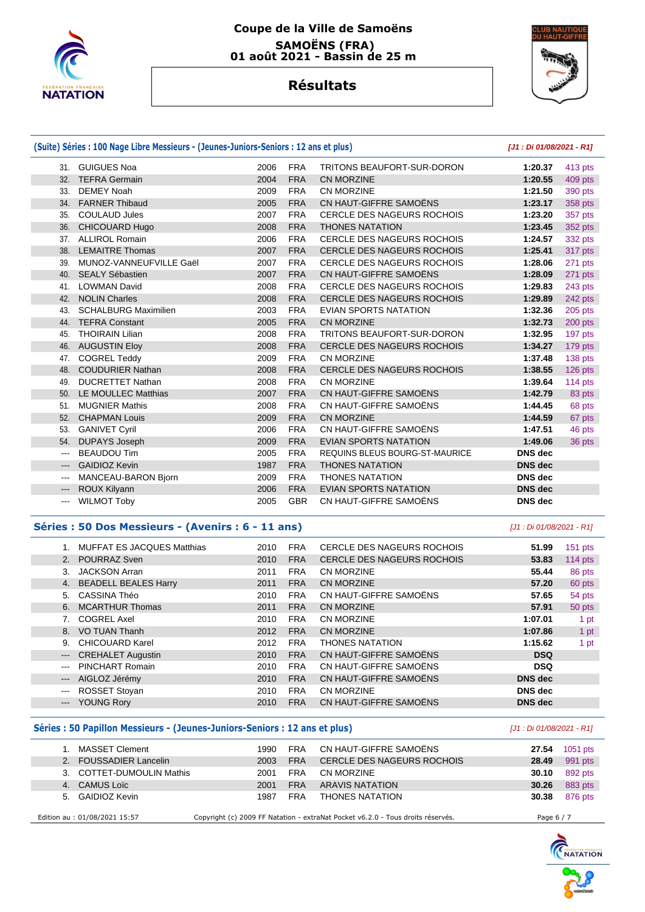# Coupe de la Ville de Samoëns

**SAMOËNS (FRA)**
**01 août 2021 - Bassin de 25 m**

## Résultats

### (Suite) Séries : 100 Nage Libre Messieurs - (Jeunes-Juniors-Seniors : 12 ans et plus)

*[J1 : Di 01/08/2021 - R1]*

| | | | | | | |
|---|---|---|---|---|---|---|
| 31. | GUIGUES Noa | 2006 | FRA | TRITONS BEAUFORT-SUR-DORON | 1:20.37 | 413 pts |
| 32. | TEFRA Germain | 2004 | FRA | CN MORZINE | 1:20.55 | 409 pts |
| 33. | DEMEY Noah | 2009 | FRA | CN MORZINE | 1:21.50 | 390 pts |
| 34. | FARNER Thibaud | 2005 | FRA | CN HAUT-GIFFRE SAMOËNS | 1:23.17 | 358 pts |
| 35. | COULAUD Jules | 2007 | FRA | CERCLE DES NAGEURS ROCHOIS | 1:23.20 | 357 pts |
| 36. | CHICOUARD Hugo | 2008 | FRA | THONES NATATION | 1:23.45 | 352 pts |
| 37. | ALLIROL Romain | 2006 | FRA | CERCLE DES NAGEURS ROCHOIS | 1:24.57 | 332 pts |
| 38. | LEMAITRE Thomas | 2007 | FRA | CERCLE DES NAGEURS ROCHOIS | 1:25.41 | 317 pts |
| 39. | MUNOZ-VANNEUFVILLE Gaël | 2007 | FRA | CERCLE DES NAGEURS ROCHOIS | 1:28.06 | 271 pts |
| 40. | SEALY Sébastien | 2007 | FRA | CN HAUT-GIFFRE SAMOËNS | 1:28.09 | 271 pts |
| 41. | LOWMAN David | 2008 | FRA | CERCLE DES NAGEURS ROCHOIS | 1:29.83 | 243 pts |
| 42. | NOLIN Charles | 2008 | FRA | CERCLE DES NAGEURS ROCHOIS | 1:29.89 | 242 pts |
| 43. | SCHALBURG Maximilien | 2003 | FRA | EVIAN SPORTS NATATION | 1:32.36 | 205 pts |
| 44. | TEFRA Constant | 2005 | FRA | CN MORZINE | 1:32.73 | 200 pts |
| 45. | THOIRAIN Lilian | 2008 | FRA | TRITONS BEAUFORT-SUR-DORON | 1:32.95 | 197 pts |
| 46. | AUGUSTIN Eloy | 2008 | FRA | CERCLE DES NAGEURS ROCHOIS | 1:34.27 | 179 pts |
| 47. | COGREL Teddy | 2009 | FRA | CN MORZINE | 1:37.48 | 138 pts |
| 48. | COUDURIER Nathan | 2008 | FRA | CERCLE DES NAGEURS ROCHOIS | 1:38.55 | 126 pts |
| 49. | DUCRETTET Nathan | 2008 | FRA | CN MORZINE | 1:39.64 | 114 pts |
| 50. | LE MOULLEC Matthias | 2007 | FRA | CN HAUT-GIFFRE SAMOËNS | 1:42.79 | 83 pts |
| 51. | MUGNIER Mathis | 2008 | FRA | CN HAUT-GIFFRE SAMOËNS | 1:44.45 | 68 pts |
| 52. | CHAPMAN Louis | 2009 | FRA | CN MORZINE | 1:44.59 | 67 pts |
| 53. | GANIVET Cyril | 2006 | FRA | CN HAUT-GIFFRE SAMOËNS | 1:47.51 | 46 pts |
| 54. | DUPAYS Joseph | 2009 | FRA | EVIAN SPORTS NATATION | 1:49.06 | 36 pts |
| --- | BEAUDOU Tim | 2005 | FRA | REQUINS BLEUS BOURG-ST-MAURICE | DNS dec | |
| --- | GAIDIOZ Kevin | 1987 | FRA | THONES NATATION | DNS dec | |
| --- | MANCEAU-BARON Bjorn | 2009 | FRA | THONES NATATION | DNS dec | |
| --- | ROUX Kilyann | 2006 | FRA | EVIAN SPORTS NATATION | DNS dec | |
| --- | WILMOT Toby | 2005 | GBR | CN HAUT-GIFFRE SAMOËNS | DNS dec | |

### Séries : 50 Dos Messieurs - (Avenirs : 6 - 11 ans)

*[J1 : Di 01/08/2021 - R1]*

| | | | | | | |
|---|---|---|---|---|---|---|
| 1. | MUFFAT ES JACQUES Matthias | 2010 | FRA | CERCLE DES NAGEURS ROCHOIS | 51.99 | 151 pts |
| 2. | POURRAZ Sven | 2010 | FRA | CERCLE DES NAGEURS ROCHOIS | 53.83 | 114 pts |
| 3. | JACKSON Arran | 2011 | FRA | CN MORZINE | 55.44 | 86 pts |
| 4. | BEADELL BEALES Harry | 2011 | FRA | CN MORZINE | 57.20 | 60 pts |
| 5. | CASSINA Théo | 2010 | FRA | CN HAUT-GIFFRE SAMOËNS | 57.65 | 54 pts |
| 6. | MCARTHUR Thomas | 2011 | FRA | CN MORZINE | 57.91 | 50 pts |
| 7. | COGREL Axel | 2010 | FRA | CN MORZINE | 1:07.01 | 1 pt |
| 8. | VO TUAN Thanh | 2012 | FRA | CN MORZINE | 1:07.86 | 1 pt |
| 9. | CHICOUARD Karel | 2012 | FRA | THONES NATATION | 1:15.62 | 1 pt |
| --- | CREHALET Augustin | 2010 | FRA | CN HAUT-GIFFRE SAMOËNS | DSQ | |
| --- | PINCHART Romain | 2010 | FRA | CN HAUT-GIFFRE SAMOËNS | DSQ | |
| --- | AIGLOZ Jérémy | 2010 | FRA | CN HAUT-GIFFRE SAMOËNS | DNS dec | |
| --- | ROSSET Stoyan | 2010 | FRA | CN MORZINE | DNS dec | |
| --- | YOUNG Rory | 2010 | FRA | CN HAUT-GIFFRE SAMOËNS | DNS dec | |

### Séries : 50 Papillon Messieurs - (Jeunes-Juniors-Seniors : 12 ans et plus)

*[J1 : Di 01/08/2021 - R1]*

| | | | | | | |
|---|---|---|---|---|---|---|
| 1. | MASSET Clement | 1990 | FRA | CN HAUT-GIFFRE SAMOËNS | 27.54 | 1051 pts |
| 2. | FOUSSADIER Lancelin | 2003 | FRA | CERCLE DES NAGEURS ROCHOIS | 28.49 | 991 pts |
| 3. | COTTET-DUMOULIN Mathis | 2001 | FRA | CN MORZINE | 30.10 | 892 pts |
| 4. | CAMUS Loïc | 2001 | FRA | ARAVIS NATATION | 30.26 | 883 pts |
| 5. | GAIDIOZ Kevin | 1987 | FRA | THONES NATATION | 30.38 | 876 pts |

Edition au : 01/08/2021 15:57 — Copyright (c) 2009 FF Natation - extraNat Pocket v6.2.0 - Tous droits réservés.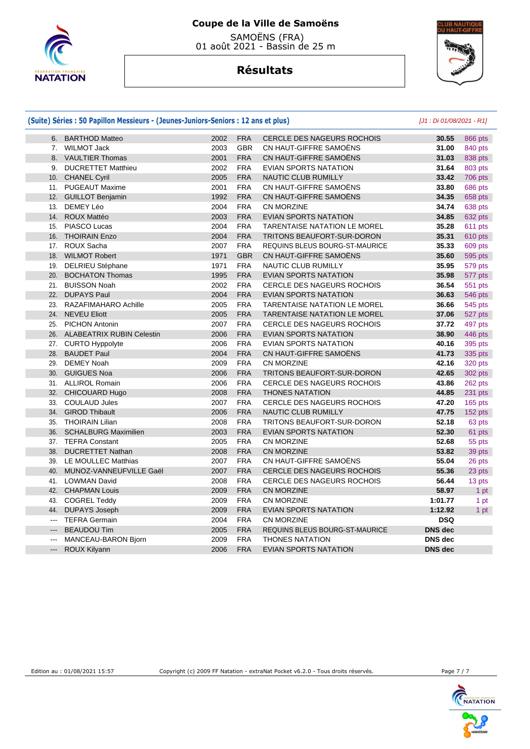# Coupe de la Ville de Samoëns

SAMOËNS (FRA)
01 août 2021 - Bassin de 25 m

## Résultats

### (Suite) Séries : 50 Papillon Messieurs - (Jeunes-Juniors-Seniors : 12 ans et plus)

*[J1 : Di 01/08/2021 - R1]*

| | | | | | | |
|---|---|---|---|---|---|---|
| 6. | BARTHOD Matteo | 2002 | FRA | CERCLE DES NAGEURS ROCHOIS | 30.55 | 866 pts |
| 7. | WILMOT Jack | 2003 | GBR | CN HAUT-GIFFRE SAMOËNS | 31.00 | 840 pts |
| 8. | VAULTIER Thomas | 2001 | FRA | CN HAUT-GIFFRE SAMOËNS | 31.03 | 838 pts |
| 9. | DUCRETTET Matthieu | 2002 | FRA | EVIAN SPORTS NATATION | 31.64 | 803 pts |
| 10. | CHANEL Cyril | 2005 | FRA | NAUTIC CLUB RUMILLY | 33.42 | 706 pts |
| 11. | PUGEAUT Maxime | 2001 | FRA | CN HAUT-GIFFRE SAMOËNS | 33.80 | 686 pts |
| 12. | GUILLOT Benjamin | 1992 | FRA | CN HAUT-GIFFRE SAMOËNS | 34.35 | 658 pts |
| 13. | DEMEY Léo | 2004 | FRA | CN MORZINE | 34.74 | 638 pts |
| 14. | ROUX Mattéo | 2003 | FRA | EVIAN SPORTS NATATION | 34.85 | 632 pts |
| 15. | PIASCO Lucas | 2004 | FRA | TARENTAISE NATATION LE MOREL | 35.28 | 611 pts |
| 16. | THOIRAIN Enzo | 2004 | FRA | TRITONS BEAUFORT-SUR-DORON | 35.31 | 610 pts |
| 17. | ROUX Sacha | 2007 | FRA | REQUINS BLEUS BOURG-ST-MAURICE | 35.33 | 609 pts |
| 18. | WILMOT Robert | 1971 | GBR | CN HAUT-GIFFRE SAMOËNS | 35.60 | 595 pts |
| 19. | DELRIEU Stéphane | 1971 | FRA | NAUTIC CLUB RUMILLY | 35.95 | 579 pts |
| 20. | BOCHATON Thomas | 1995 | FRA | EVIAN SPORTS NATATION | 35.98 | 577 pts |
| 21. | BUISSON Noah | 2002 | FRA | CERCLE DES NAGEURS ROCHOIS | 36.54 | 551 pts |
| 22. | DUPAYS Paul | 2004 | FRA | EVIAN SPORTS NATATION | 36.63 | 546 pts |
| 23. | RAZAFIMAHARO Achille | 2005 | FRA | TARENTAISE NATATION LE MOREL | 36.66 | 545 pts |
| 24. | NEVEU Eliott | 2005 | FRA | TARENTAISE NATATION LE MOREL | 37.06 | 527 pts |
| 25. | PICHON Antonin | 2007 | FRA | CERCLE DES NAGEURS ROCHOIS | 37.72 | 497 pts |
| 26. | ALABEATRIX RUBIN Celestin | 2006 | FRA | EVIAN SPORTS NATATION | 38.90 | 446 pts |
| 27. | CURTO Hyppolyte | 2006 | FRA | EVIAN SPORTS NATATION | 40.16 | 395 pts |
| 28. | BAUDET Paul | 2004 | FRA | CN HAUT-GIFFRE SAMOËNS | 41.73 | 335 pts |
| 29. | DEMEY Noah | 2009 | FRA | CN MORZINE | 42.16 | 320 pts |
| 30. | GUIGUES Noa | 2006 | FRA | TRITONS BEAUFORT-SUR-DORON | 42.65 | 302 pts |
| 31. | ALLIROL Romain | 2006 | FRA | CERCLE DES NAGEURS ROCHOIS | 43.86 | 262 pts |
| 32. | CHICOUARD Hugo | 2008 | FRA | THONES NATATION | 44.85 | 231 pts |
| 33. | COULAUD Jules | 2007 | FRA | CERCLE DES NAGEURS ROCHOIS | 47.20 | 165 pts |
| 34. | GIROD Thibault | 2006 | FRA | NAUTIC CLUB RUMILLY | 47.75 | 152 pts |
| 35. | THOIRAIN Lilian | 2008 | FRA | TRITONS BEAUFORT-SUR-DORON | 52.18 | 63 pts |
| 36. | SCHALBURG Maximilien | 2003 | FRA | EVIAN SPORTS NATATION | 52.30 | 61 pts |
| 37. | TEFRA Constant | 2005 | FRA | CN MORZINE | 52.68 | 55 pts |
| 38. | DUCRETTET Nathan | 2008 | FRA | CN MORZINE | 53.82 | 39 pts |
| 39. | LE MOULLEC Matthias | 2007 | FRA | CN HAUT-GIFFRE SAMOËNS | 55.04 | 26 pts |
| 40. | MUNOZ-VANNEUFVILLE Gaël | 2007 | FRA | CERCLE DES NAGEURS ROCHOIS | 55.36 | 23 pts |
| 41. | LOWMAN David | 2008 | FRA | CERCLE DES NAGEURS ROCHOIS | 56.44 | 13 pts |
| 42. | CHAPMAN Louis | 2009 | FRA | CN MORZINE | 58.97 | 1 pt |
| 43. | COGREL Teddy | 2009 | FRA | CN MORZINE | 1:01.77 | 1 pt |
| 44. | DUPAYS Joseph | 2009 | FRA | EVIAN SPORTS NATATION | 1:12.92 | 1 pt |
| --- | TEFRA Germain | 2004 | FRA | CN MORZINE | DSQ | |
| --- | BEAUDOU Tim | 2005 | FRA | REQUINS BLEUS BOURG-ST-MAURICE | DNS dec | |
| --- | MANCEAU-BARON Bjorn | 2009 | FRA | THONES NATATION | DNS dec | |
| --- | ROUX Kilyann | 2006 | FRA | EVIAN SPORTS NATATION | DNS dec | |

Edition au : 01/08/2021 15:57 Copyright (c) 2009 FF Natation - extraNat Pocket v6.2.0 - Tous droits réservés.